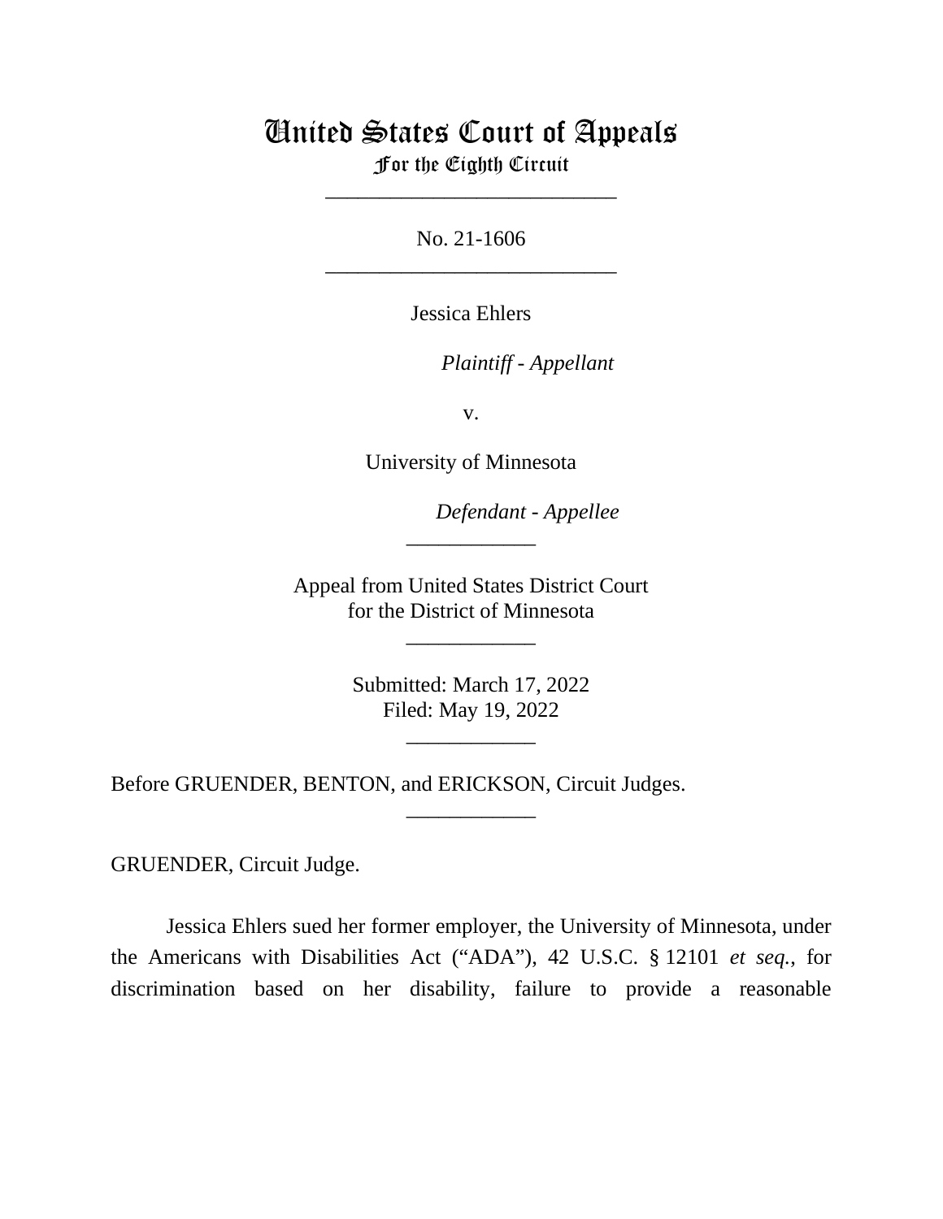# United States Court of Appeals

**For the Eighth Circuit**

---

No. 21-1606

---

Jessica Ehlers

*Plaintiff - Appellant*

v.

University of Minnesota

*Defendant - Appellee*

---

Appeal from United States District Court
for the District of Minnesota

---

Submitted: March 17, 2022
Filed: May 19, 2022

---

Before GRUENDER, BENTON, and ERICKSON, Circuit Judges.

---

GRUENDER, Circuit Judge.

Jessica Ehlers sued her former employer, the University of Minnesota, under the Americans with Disabilities Act ("ADA"), 42 U.S.C. § 12101 *et seq.*, for discrimination based on her disability, failure to provide a reasonable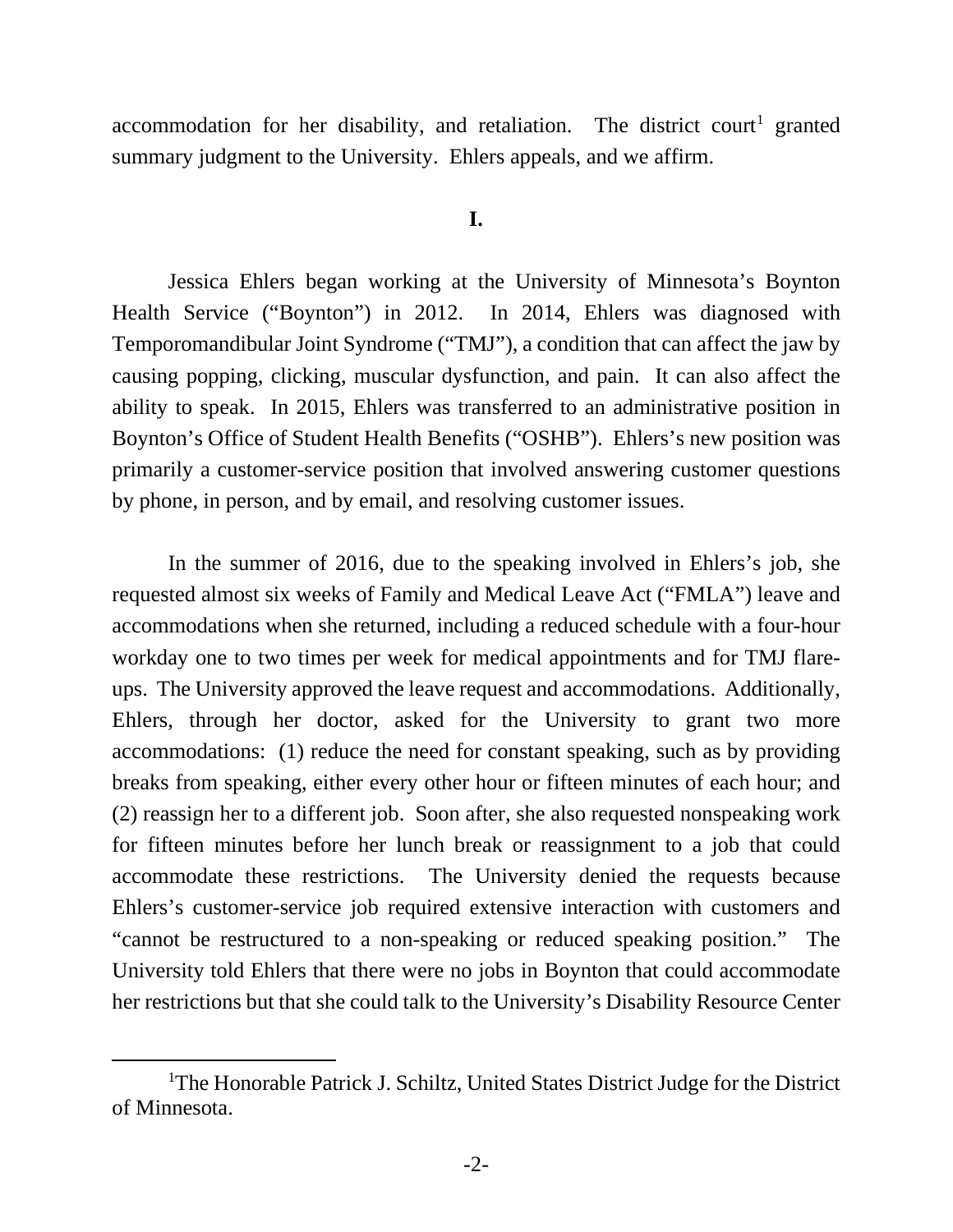accommodation for her disability, and retaliation. The district court[1] granted summary judgment to the University. Ehlers appeals, and we affirm.

**I.**

Jessica Ehlers began working at the University of Minnesota's Boynton Health Service ("Boynton") in 2012. In 2014, Ehlers was diagnosed with Temporomandibular Joint Syndrome ("TMJ"), a condition that can affect the jaw by causing popping, clicking, muscular dysfunction, and pain. It can also affect the ability to speak. In 2015, Ehlers was transferred to an administrative position in Boynton's Office of Student Health Benefits ("OSHB"). Ehlers's new position was primarily a customer-service position that involved answering customer questions by phone, in person, and by email, and resolving customer issues.

In the summer of 2016, due to the speaking involved in Ehlers's job, she requested almost six weeks of Family and Medical Leave Act ("FMLA") leave and accommodations when she returned, including a reduced schedule with a four-hour workday one to two times per week for medical appointments and for TMJ flare-ups. The University approved the leave request and accommodations. Additionally, Ehlers, through her doctor, asked for the University to grant two more accommodations: (1) reduce the need for constant speaking, such as by providing breaks from speaking, either every other hour or fifteen minutes of each hour; and (2) reassign her to a different job. Soon after, she also requested nonspeaking work for fifteen minutes before her lunch break or reassignment to a job that could accommodate these restrictions. The University denied the requests because Ehlers's customer-service job required extensive interaction with customers and "cannot be restructured to a non-speaking or reduced speaking position." The University told Ehlers that there were no jobs in Boynton that could accommodate her restrictions but that she could talk to the University's Disability Resource Center

[1] The Honorable Patrick J. Schiltz, United States District Judge for the District of Minnesota.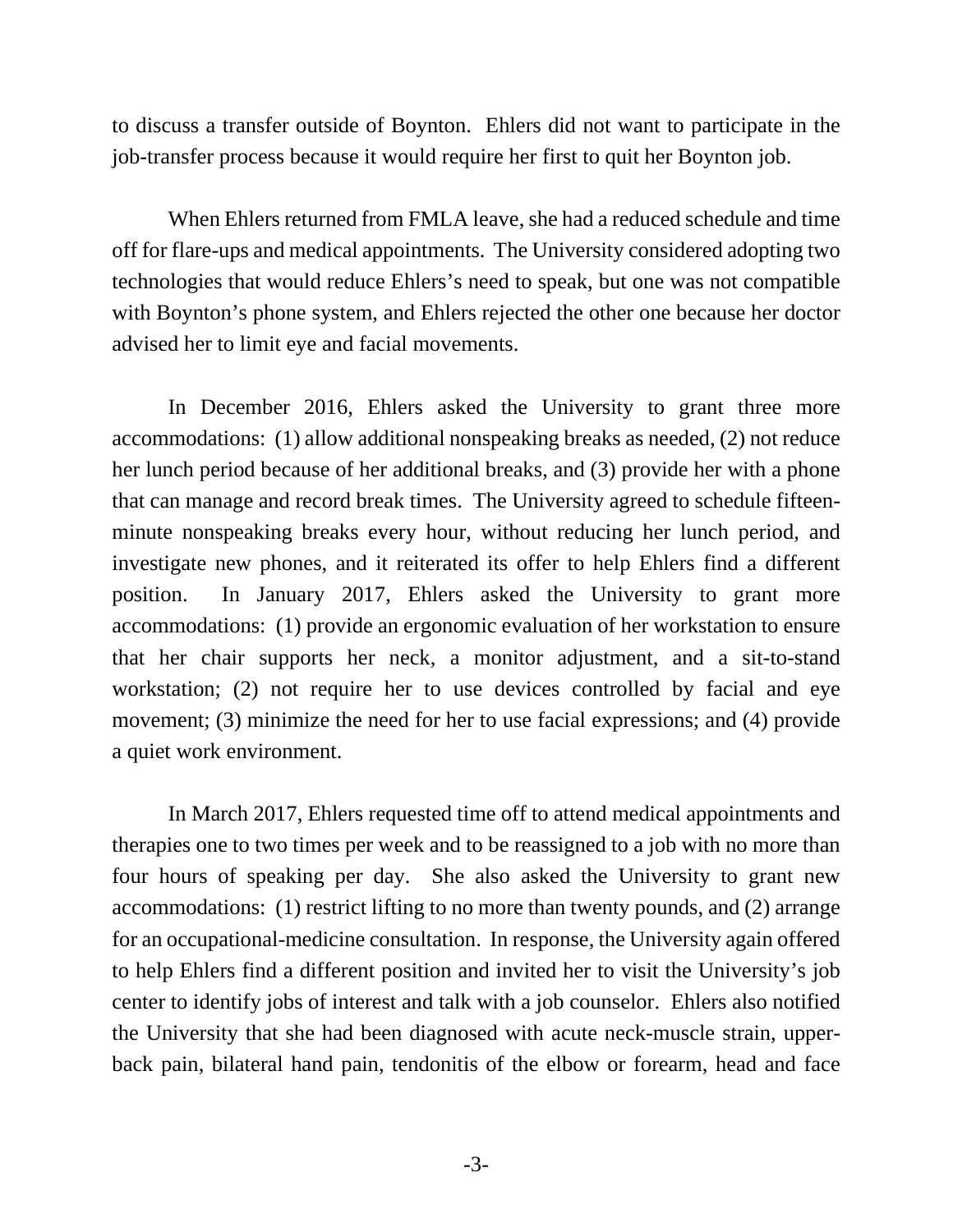to discuss a transfer outside of Boynton. Ehlers did not want to participate in the job-transfer process because it would require her first to quit her Boynton job.

When Ehlers returned from FMLA leave, she had a reduced schedule and time off for flare-ups and medical appointments. The University considered adopting two technologies that would reduce Ehlers's need to speak, but one was not compatible with Boynton's phone system, and Ehlers rejected the other one because her doctor advised her to limit eye and facial movements.

In December 2016, Ehlers asked the University to grant three more accommodations: (1) allow additional nonspeaking breaks as needed, (2) not reduce her lunch period because of her additional breaks, and (3) provide her with a phone that can manage and record break times. The University agreed to schedule fifteen-minute nonspeaking breaks every hour, without reducing her lunch period, and investigate new phones, and it reiterated its offer to help Ehlers find a different position. In January 2017, Ehlers asked the University to grant more accommodations: (1) provide an ergonomic evaluation of her workstation to ensure that her chair supports her neck, a monitor adjustment, and a sit-to-stand workstation; (2) not require her to use devices controlled by facial and eye movement; (3) minimize the need for her to use facial expressions; and (4) provide a quiet work environment.

In March 2017, Ehlers requested time off to attend medical appointments and therapies one to two times per week and to be reassigned to a job with no more than four hours of speaking per day. She also asked the University to grant new accommodations: (1) restrict lifting to no more than twenty pounds, and (2) arrange for an occupational-medicine consultation. In response, the University again offered to help Ehlers find a different position and invited her to visit the University's job center to identify jobs of interest and talk with a job counselor. Ehlers also notified the University that she had been diagnosed with acute neck-muscle strain, upper-back pain, bilateral hand pain, tendonitis of the elbow or forearm, head and face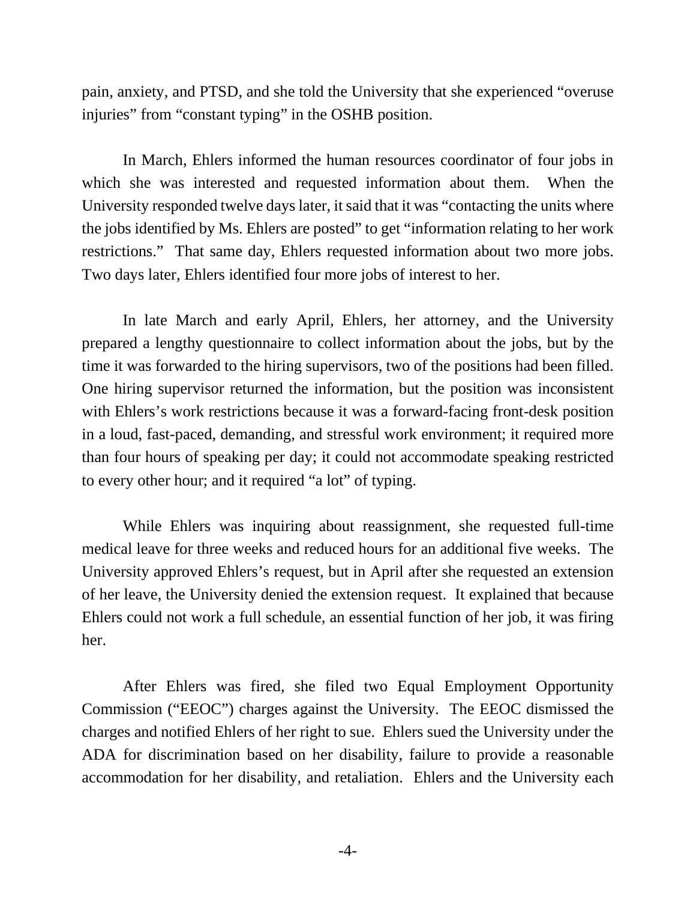pain, anxiety, and PTSD, and she told the University that she experienced "overuse injuries" from "constant typing" in the OSHB position.

In March, Ehlers informed the human resources coordinator of four jobs in which she was interested and requested information about them. When the University responded twelve days later, it said that it was "contacting the units where the jobs identified by Ms. Ehlers are posted" to get "information relating to her work restrictions." That same day, Ehlers requested information about two more jobs. Two days later, Ehlers identified four more jobs of interest to her.

In late March and early April, Ehlers, her attorney, and the University prepared a lengthy questionnaire to collect information about the jobs, but by the time it was forwarded to the hiring supervisors, two of the positions had been filled. One hiring supervisor returned the information, but the position was inconsistent with Ehlers's work restrictions because it was a forward-facing front-desk position in a loud, fast-paced, demanding, and stressful work environment; it required more than four hours of speaking per day; it could not accommodate speaking restricted to every other hour; and it required "a lot" of typing.

While Ehlers was inquiring about reassignment, she requested full-time medical leave for three weeks and reduced hours for an additional five weeks. The University approved Ehlers's request, but in April after she requested an extension of her leave, the University denied the extension request. It explained that because Ehlers could not work a full schedule, an essential function of her job, it was firing her.

After Ehlers was fired, she filed two Equal Employment Opportunity Commission ("EEOC") charges against the University. The EEOC dismissed the charges and notified Ehlers of her right to sue. Ehlers sued the University under the ADA for discrimination based on her disability, failure to provide a reasonable accommodation for her disability, and retaliation. Ehlers and the University each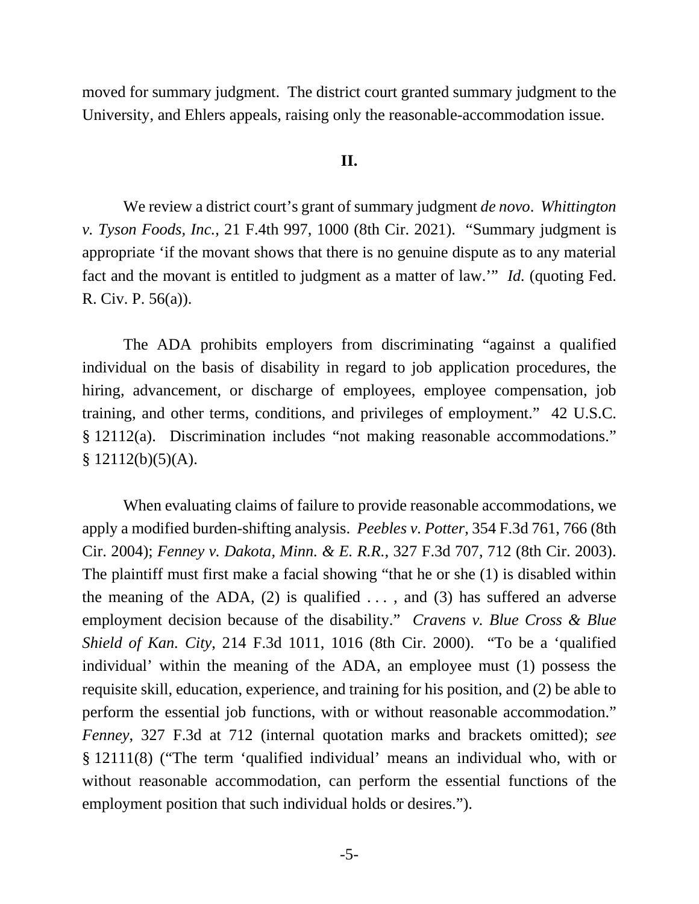moved for summary judgment. The district court granted summary judgment to the University, and Ehlers appeals, raising only the reasonable-accommodation issue.

**II.**

We review a district court's grant of summary judgment *de novo*. *Whittington v. Tyson Foods, Inc.*, 21 F.4th 997, 1000 (8th Cir. 2021). "Summary judgment is appropriate 'if the movant shows that there is no genuine dispute as to any material fact and the movant is entitled to judgment as a matter of law.'" *Id.* (quoting Fed. R. Civ. P. 56(a)).

The ADA prohibits employers from discriminating "against a qualified individual on the basis of disability in regard to job application procedures, the hiring, advancement, or discharge of employees, employee compensation, job training, and other terms, conditions, and privileges of employment." 42 U.S.C. § 12112(a). Discrimination includes "not making reasonable accommodations." § 12112(b)(5)(A).

When evaluating claims of failure to provide reasonable accommodations, we apply a modified burden-shifting analysis. *Peebles v. Potter*, 354 F.3d 761, 766 (8th Cir. 2004); *Fenney v. Dakota, Minn. & E. R.R.*, 327 F.3d 707, 712 (8th Cir. 2003). The plaintiff must first make a facial showing "that he or she (1) is disabled within the meaning of the ADA, (2) is qualified . . . , and (3) has suffered an adverse employment decision because of the disability." *Cravens v. Blue Cross & Blue Shield of Kan. City*, 214 F.3d 1011, 1016 (8th Cir. 2000). "To be a 'qualified individual' within the meaning of the ADA, an employee must (1) possess the requisite skill, education, experience, and training for his position, and (2) be able to perform the essential job functions, with or without reasonable accommodation." *Fenney*, 327 F.3d at 712 (internal quotation marks and brackets omitted); *see* § 12111(8) ("The term 'qualified individual' means an individual who, with or without reasonable accommodation, can perform the essential functions of the employment position that such individual holds or desires.").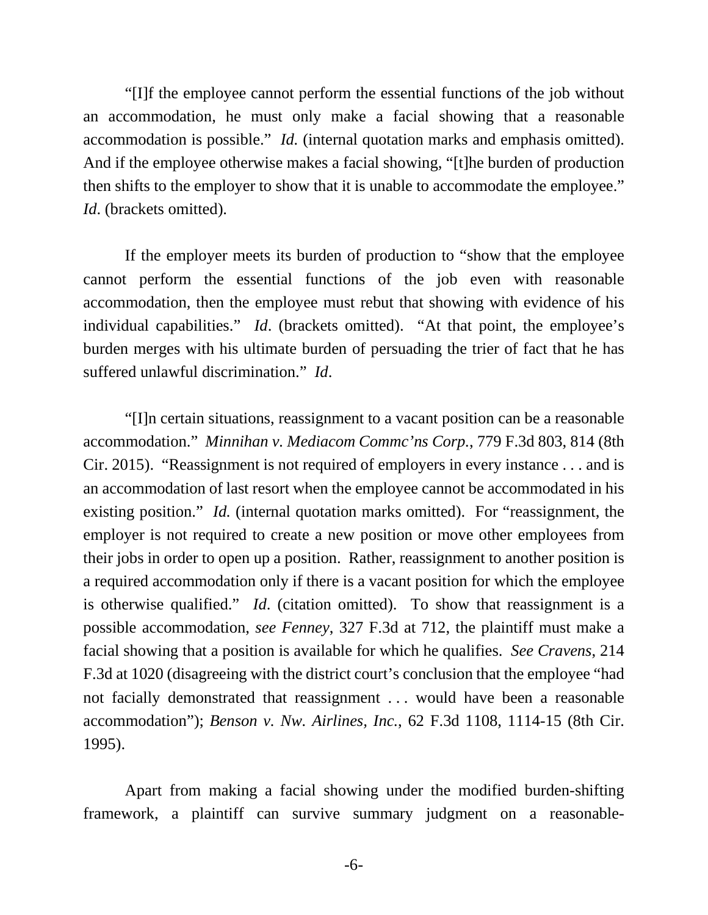"[I]f the employee cannot perform the essential functions of the job without an accommodation, he must only make a facial showing that a reasonable accommodation is possible." *Id.* (internal quotation marks and emphasis omitted). And if the employee otherwise makes a facial showing, "[t]he burden of production then shifts to the employer to show that it is unable to accommodate the employee." *Id*. (brackets omitted).

If the employer meets its burden of production to "show that the employee cannot perform the essential functions of the job even with reasonable accommodation, then the employee must rebut that showing with evidence of his individual capabilities." *Id*. (brackets omitted). "At that point, the employee's burden merges with his ultimate burden of persuading the trier of fact that he has suffered unlawful discrimination." *Id*.

"[I]n certain situations, reassignment to a vacant position can be a reasonable accommodation." *Minnihan v. Mediacom Commc'ns Corp.*, 779 F.3d 803, 814 (8th Cir. 2015). "Reassignment is not required of employers in every instance . . . and is an accommodation of last resort when the employee cannot be accommodated in his existing position." *Id.* (internal quotation marks omitted). For "reassignment, the employer is not required to create a new position or move other employees from their jobs in order to open up a position. Rather, reassignment to another position is a required accommodation only if there is a vacant position for which the employee is otherwise qualified." *Id*. (citation omitted). To show that reassignment is a possible accommodation, *see Fenney*, 327 F.3d at 712, the plaintiff must make a facial showing that a position is available for which he qualifies. *See Cravens*, 214 F.3d at 1020 (disagreeing with the district court's conclusion that the employee "had not facially demonstrated that reassignment . . . would have been a reasonable accommodation"); *Benson v. Nw. Airlines, Inc.*, 62 F.3d 1108, 1114-15 (8th Cir. 1995).

Apart from making a facial showing under the modified burden-shifting framework, a plaintiff can survive summary judgment on a reasonable-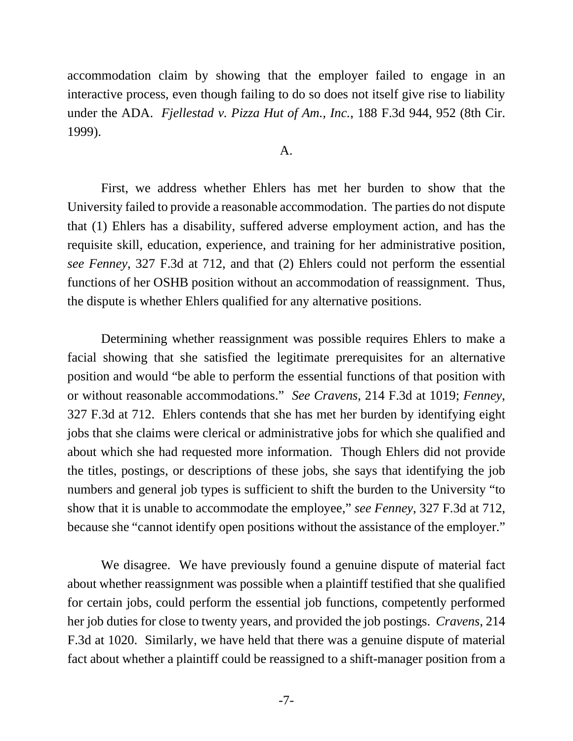accommodation claim by showing that the employer failed to engage in an interactive process, even though failing to do so does not itself give rise to liability under the ADA. *Fjellestad v. Pizza Hut of Am., Inc.*, 188 F.3d 944, 952 (8th Cir. 1999).

A.

First, we address whether Ehlers has met her burden to show that the University failed to provide a reasonable accommodation. The parties do not dispute that (1) Ehlers has a disability, suffered adverse employment action, and has the requisite skill, education, experience, and training for her administrative position, *see Fenney*, 327 F.3d at 712, and that (2) Ehlers could not perform the essential functions of her OSHB position without an accommodation of reassignment. Thus, the dispute is whether Ehlers qualified for any alternative positions.

Determining whether reassignment was possible requires Ehlers to make a facial showing that she satisfied the legitimate prerequisites for an alternative position and would "be able to perform the essential functions of that position with or without reasonable accommodations." *See Cravens*, 214 F.3d at 1019; *Fenney*, 327 F.3d at 712. Ehlers contends that she has met her burden by identifying eight jobs that she claims were clerical or administrative jobs for which she qualified and about which she had requested more information. Though Ehlers did not provide the titles, postings, or descriptions of these jobs, she says that identifying the job numbers and general job types is sufficient to shift the burden to the University "to show that it is unable to accommodate the employee," *see Fenney*, 327 F.3d at 712, because she "cannot identify open positions without the assistance of the employer."

We disagree. We have previously found a genuine dispute of material fact about whether reassignment was possible when a plaintiff testified that she qualified for certain jobs, could perform the essential job functions, competently performed her job duties for close to twenty years, and provided the job postings. *Cravens*, 214 F.3d at 1020. Similarly, we have held that there was a genuine dispute of material fact about whether a plaintiff could be reassigned to a shift-manager position from a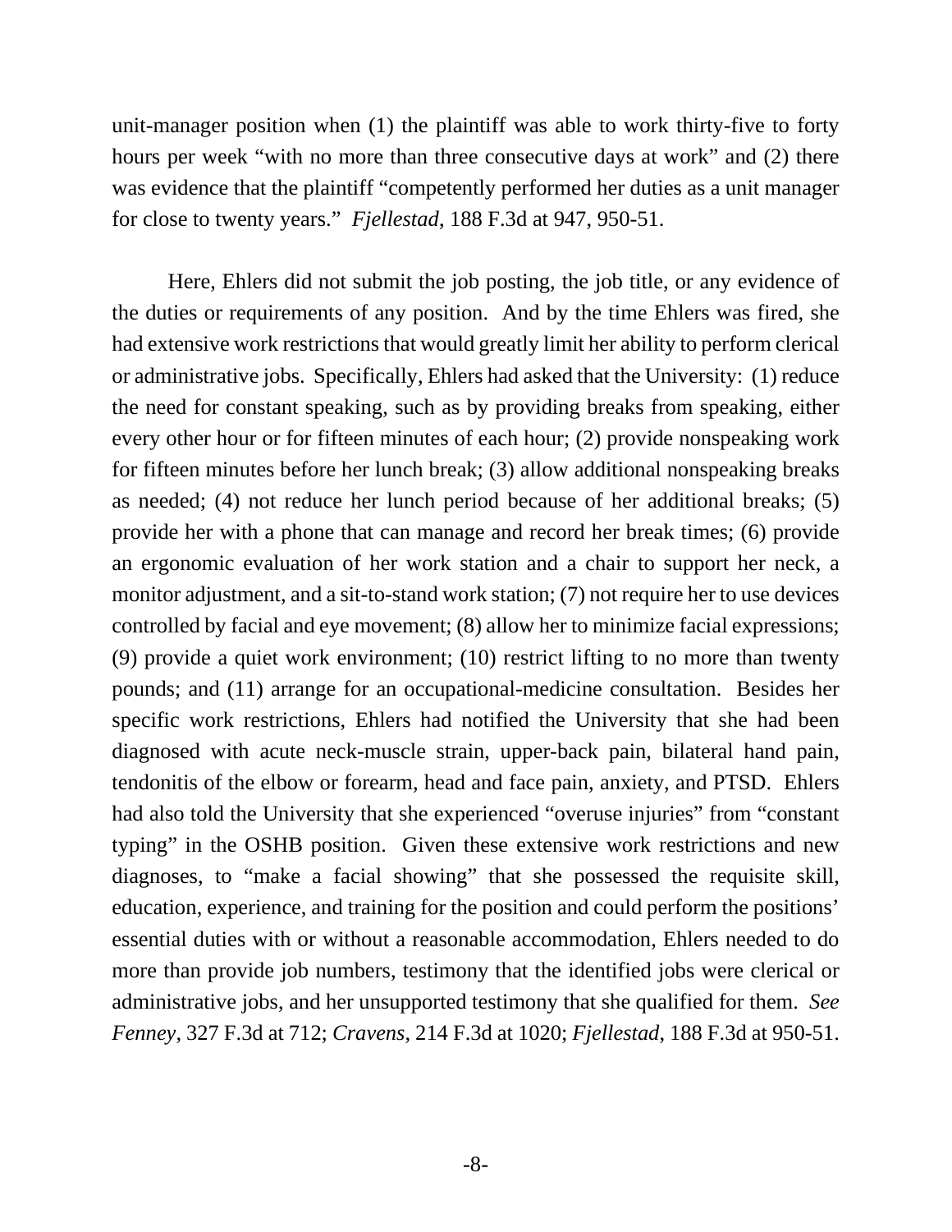unit-manager position when (1) the plaintiff was able to work thirty-five to forty hours per week "with no more than three consecutive days at work" and (2) there was evidence that the plaintiff "competently performed her duties as a unit manager for close to twenty years." *Fjellestad*, 188 F.3d at 947, 950-51.

Here, Ehlers did not submit the job posting, the job title, or any evidence of the duties or requirements of any position. And by the time Ehlers was fired, she had extensive work restrictions that would greatly limit her ability to perform clerical or administrative jobs. Specifically, Ehlers had asked that the University: (1) reduce the need for constant speaking, such as by providing breaks from speaking, either every other hour or for fifteen minutes of each hour; (2) provide nonspeaking work for fifteen minutes before her lunch break; (3) allow additional nonspeaking breaks as needed; (4) not reduce her lunch period because of her additional breaks; (5) provide her with a phone that can manage and record her break times; (6) provide an ergonomic evaluation of her work station and a chair to support her neck, a monitor adjustment, and a sit-to-stand work station; (7) not require her to use devices controlled by facial and eye movement; (8) allow her to minimize facial expressions; (9) provide a quiet work environment; (10) restrict lifting to no more than twenty pounds; and (11) arrange for an occupational-medicine consultation. Besides her specific work restrictions, Ehlers had notified the University that she had been diagnosed with acute neck-muscle strain, upper-back pain, bilateral hand pain, tendonitis of the elbow or forearm, head and face pain, anxiety, and PTSD. Ehlers had also told the University that she experienced "overuse injuries" from "constant typing" in the OSHB position. Given these extensive work restrictions and new diagnoses, to "make a facial showing" that she possessed the requisite skill, education, experience, and training for the position and could perform the positions' essential duties with or without a reasonable accommodation, Ehlers needed to do more than provide job numbers, testimony that the identified jobs were clerical or administrative jobs, and her unsupported testimony that she qualified for them. *See Fenney*, 327 F.3d at 712; *Cravens*, 214 F.3d at 1020; *Fjellestad*, 188 F.3d at 950-51.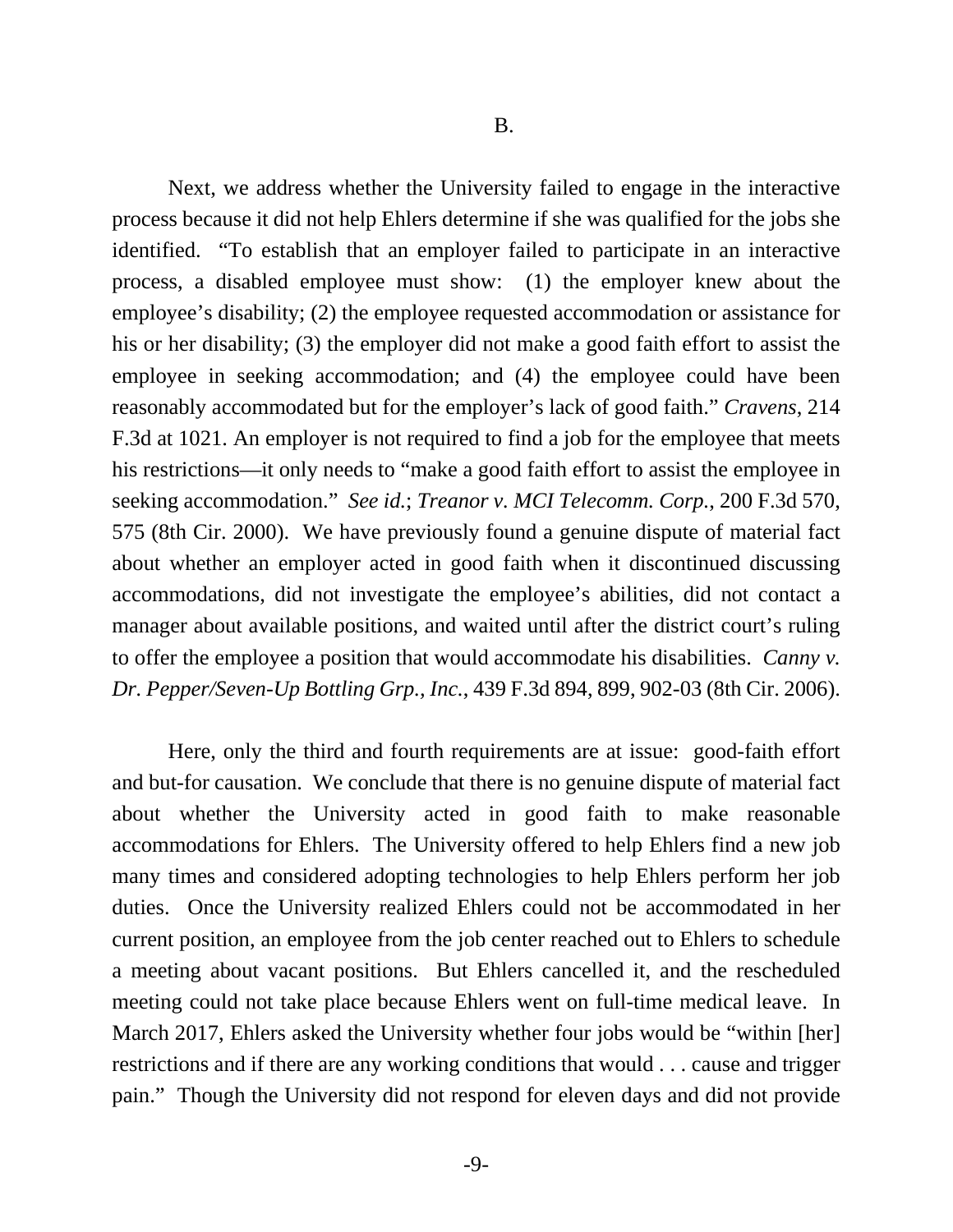B.

Next, we address whether the University failed to engage in the interactive process because it did not help Ehlers determine if she was qualified for the jobs she identified. "To establish that an employer failed to participate in an interactive process, a disabled employee must show: (1) the employer knew about the employee's disability; (2) the employee requested accommodation or assistance for his or her disability; (3) the employer did not make a good faith effort to assist the employee in seeking accommodation; and (4) the employee could have been reasonably accommodated but for the employer's lack of good faith." *Cravens*, 214 F.3d at 1021. An employer is not required to find a job for the employee that meets his restrictions—it only needs to "make a good faith effort to assist the employee in seeking accommodation." *See id.*; *Treanor v. MCI Telecomm. Corp.*, 200 F.3d 570, 575 (8th Cir. 2000). We have previously found a genuine dispute of material fact about whether an employer acted in good faith when it discontinued discussing accommodations, did not investigate the employee's abilities, did not contact a manager about available positions, and waited until after the district court's ruling to offer the employee a position that would accommodate his disabilities. *Canny v. Dr. Pepper/Seven-Up Bottling Grp., Inc.*, 439 F.3d 894, 899, 902-03 (8th Cir. 2006).

Here, only the third and fourth requirements are at issue: good-faith effort and but-for causation. We conclude that there is no genuine dispute of material fact about whether the University acted in good faith to make reasonable accommodations for Ehlers. The University offered to help Ehlers find a new job many times and considered adopting technologies to help Ehlers perform her job duties. Once the University realized Ehlers could not be accommodated in her current position, an employee from the job center reached out to Ehlers to schedule a meeting about vacant positions. But Ehlers cancelled it, and the rescheduled meeting could not take place because Ehlers went on full-time medical leave. In March 2017, Ehlers asked the University whether four jobs would be "within [her] restrictions and if there are any working conditions that would . . . cause and trigger pain." Though the University did not respond for eleven days and did not provide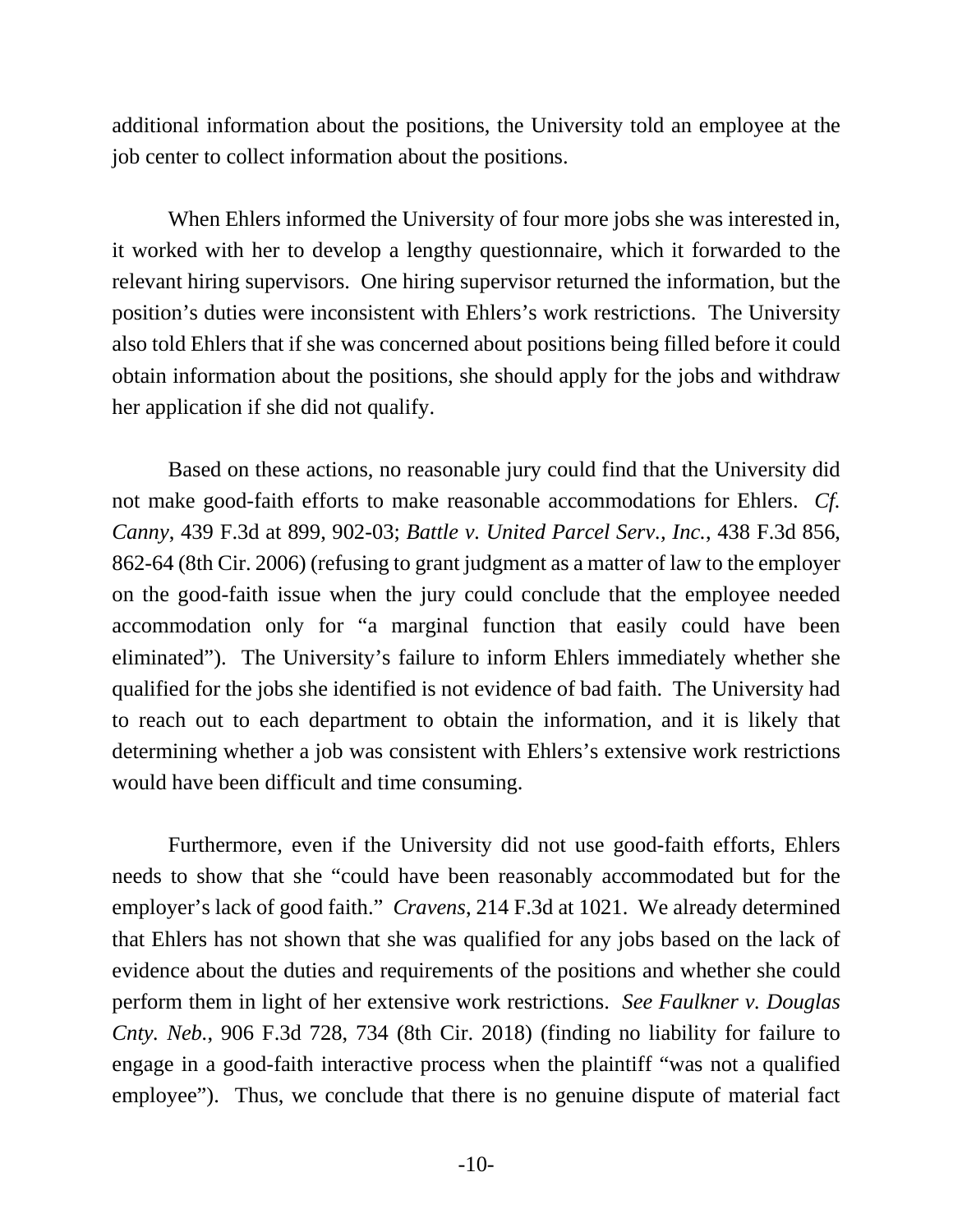additional information about the positions, the University told an employee at the job center to collect information about the positions.

When Ehlers informed the University of four more jobs she was interested in, it worked with her to develop a lengthy questionnaire, which it forwarded to the relevant hiring supervisors. One hiring supervisor returned the information, but the position's duties were inconsistent with Ehlers's work restrictions. The University also told Ehlers that if she was concerned about positions being filled before it could obtain information about the positions, she should apply for the jobs and withdraw her application if she did not qualify.

Based on these actions, no reasonable jury could find that the University did not make good-faith efforts to make reasonable accommodations for Ehlers. *Cf. Canny*, 439 F.3d at 899, 902-03; *Battle v. United Parcel Serv., Inc.*, 438 F.3d 856, 862-64 (8th Cir. 2006) (refusing to grant judgment as a matter of law to the employer on the good-faith issue when the jury could conclude that the employee needed accommodation only for "a marginal function that easily could have been eliminated"). The University's failure to inform Ehlers immediately whether she qualified for the jobs she identified is not evidence of bad faith. The University had to reach out to each department to obtain the information, and it is likely that determining whether a job was consistent with Ehlers's extensive work restrictions would have been difficult and time consuming.

Furthermore, even if the University did not use good-faith efforts, Ehlers needs to show that she "could have been reasonably accommodated but for the employer's lack of good faith." *Cravens*, 214 F.3d at 1021. We already determined that Ehlers has not shown that she was qualified for any jobs based on the lack of evidence about the duties and requirements of the positions and whether she could perform them in light of her extensive work restrictions. *See Faulkner v. Douglas Cnty. Neb.*, 906 F.3d 728, 734 (8th Cir. 2018) (finding no liability for failure to engage in a good-faith interactive process when the plaintiff "was not a qualified employee"). Thus, we conclude that there is no genuine dispute of material fact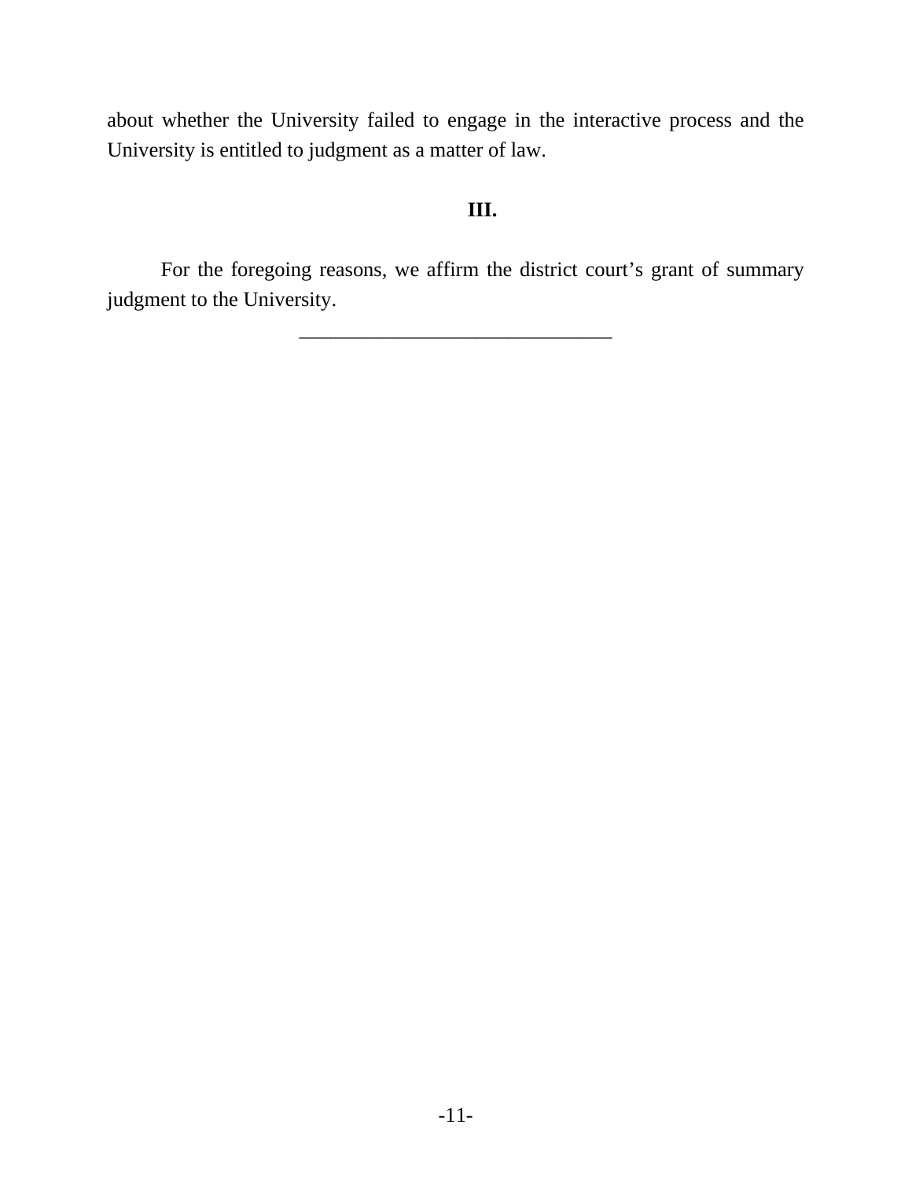about whether the University failed to engage in the interactive process and the University is entitled to judgment as a matter of law.

## III.

For the foregoing reasons, we affirm the district court's grant of summary judgment to the University.

______________________________